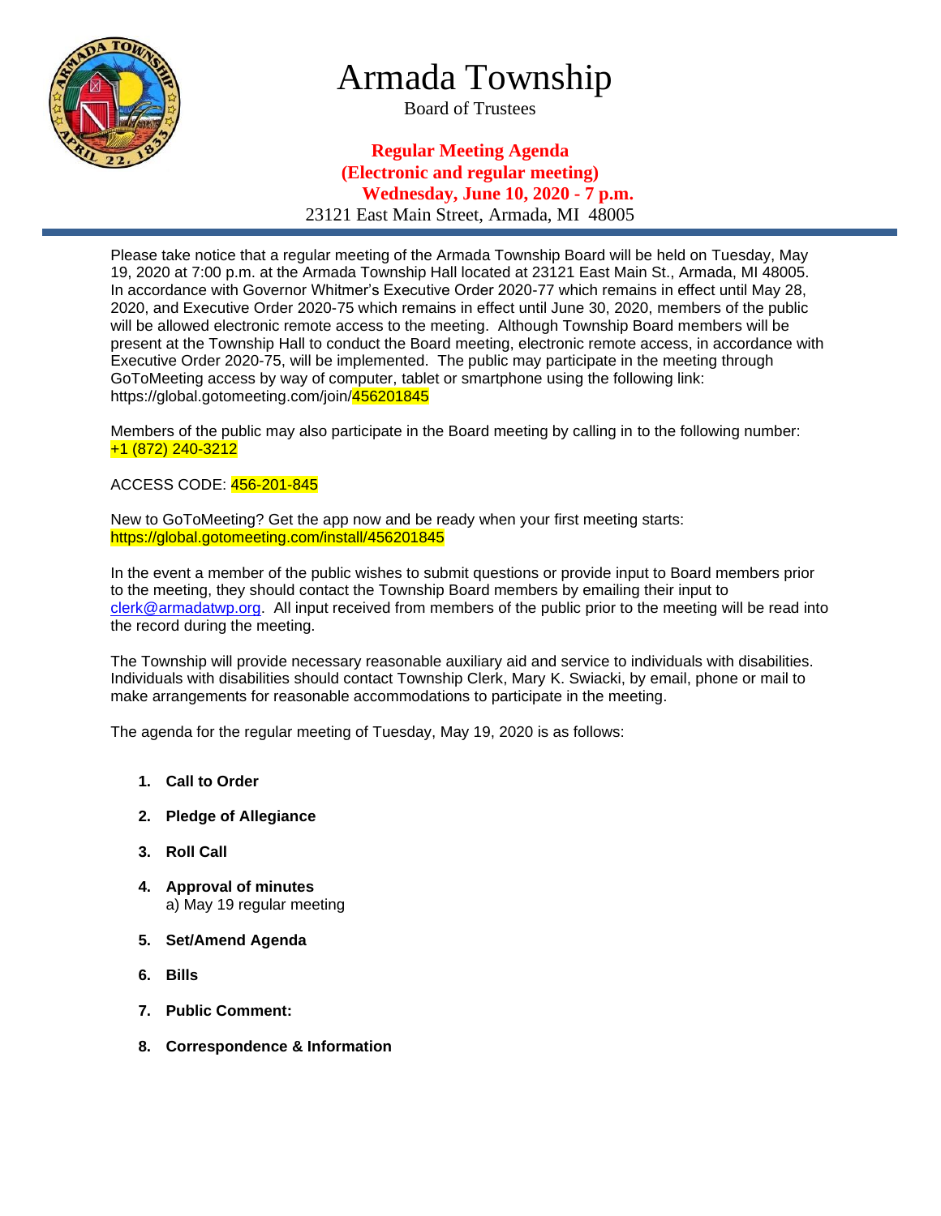# Armada Township

Board of Trustees

**Regular Meeting Agenda**
**(Electronic and regular meeting)**
**Wednesday, June 10, 2020 - 7 p.m.**
23121 East Main Street, Armada, MI 48005

---

Please take notice that a regular meeting of the Armada Township Board will be held on Tuesday, May 19, 2020 at 7:00 p.m. at the Armada Township Hall located at 23121 East Main St., Armada, MI 48005. In accordance with Governor Whitmer's Executive Order 2020-77 which remains in effect until May 28, 2020, and Executive Order 2020-75 which remains in effect until June 30, 2020, members of the public will be allowed electronic remote access to the meeting. Although Township Board members will be present at the Township Hall to conduct the Board meeting, electronic remote access, in accordance with Executive Order 2020-75, will be implemented. The public may participate in the meeting through GoToMeeting access by way of computer, tablet or smartphone using the following link: https://global.gotomeeting.com/join/456201845

Members of the public may also participate in the Board meeting by calling in to the following number: +1 (872) 240-3212

ACCESS CODE: 456-201-845

New to GoToMeeting? Get the app now and be ready when your first meeting starts: https://global.gotomeeting.com/install/456201845

In the event a member of the public wishes to submit questions or provide input to Board members prior to the meeting, they should contact the Township Board members by emailing their input to clerk@armadatwp.org. All input received from members of the public prior to the meeting will be read into the record during the meeting.

The Township will provide necessary reasonable auxiliary aid and service to individuals with disabilities. Individuals with disabilities should contact Township Clerk, Mary K. Swiacki, by email, phone or mail to make arrangements for reasonable accommodations to participate in the meeting.

The agenda for the regular meeting of Tuesday, May 19, 2020 is as follows:

1. **Call to Order**
2. **Pledge of Allegiance**
3. **Roll Call**
4. **Approval of minutes**
   a) May 19 regular meeting
5. **Set/Amend Agenda**
6. **Bills**
7. **Public Comment:**
8. **Correspondence & Information**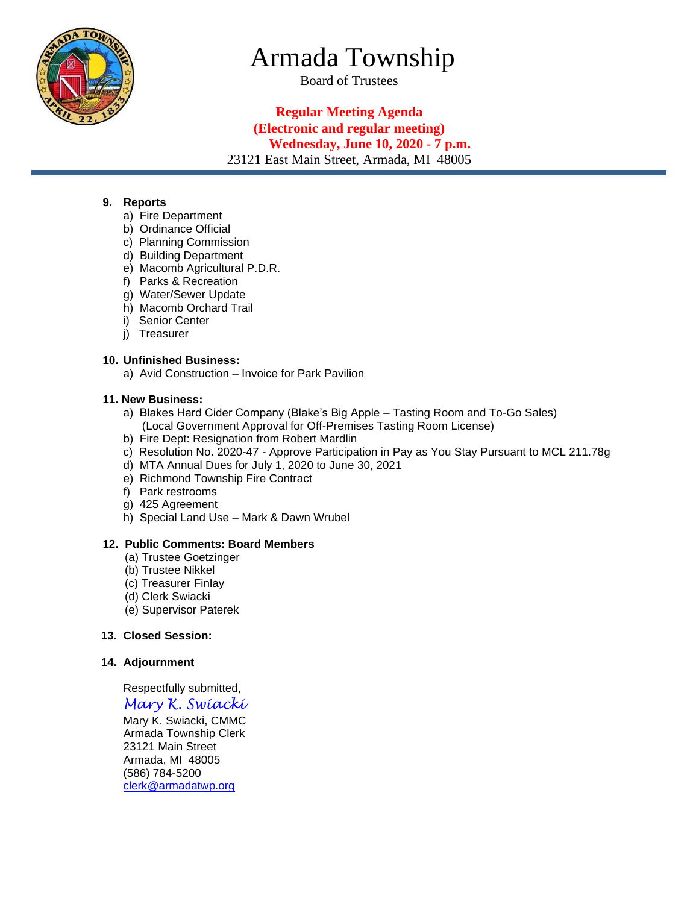# Armada Township

Board of Trustees

**Regular Meeting Agenda**
**(Electronic and regular meeting)**
**Wednesday, June 10, 2020 - 7 p.m.**
23121 East Main Street, Armada, MI 48005

---

**9. Reports**

a) Fire Department
b) Ordinance Official
c) Planning Commission
d) Building Department
e) Macomb Agricultural P.D.R.
f) Parks & Recreation
g) Water/Sewer Update
h) Macomb Orchard Trail
i) Senior Center
j) Treasurer

**10. Unfinished Business:**

a) Avid Construction – Invoice for Park Pavilion

**11. New Business:**

a) Blakes Hard Cider Company (Blake's Big Apple – Tasting Room and To-Go Sales)
(Local Government Approval for Off-Premises Tasting Room License)
b) Fire Dept: Resignation from Robert Mardlin
c) Resolution No. 2020-47 - Approve Participation in Pay as You Stay Pursuant to MCL 211.78g
d) MTA Annual Dues for July 1, 2020 to June 30, 2021
e) Richmond Township Fire Contract
f) Park restrooms
g) 425 Agreement
h) Special Land Use – Mark & Dawn Wrubel

**12. Public Comments: Board Members**

(a) Trustee Goetzinger
(b) Trustee Nikkel
(c) Treasurer Finlay
(d) Clerk Swiacki
(e) Supervisor Paterek

**13. Closed Session:**

**14. Adjournment**

Respectfully submitted,

*Mary K. Swiacki*

Mary K. Swiacki, CMMC
Armada Township Clerk
23121 Main Street
Armada, MI 48005
(586) 784-5200
clerk@armadatwp.org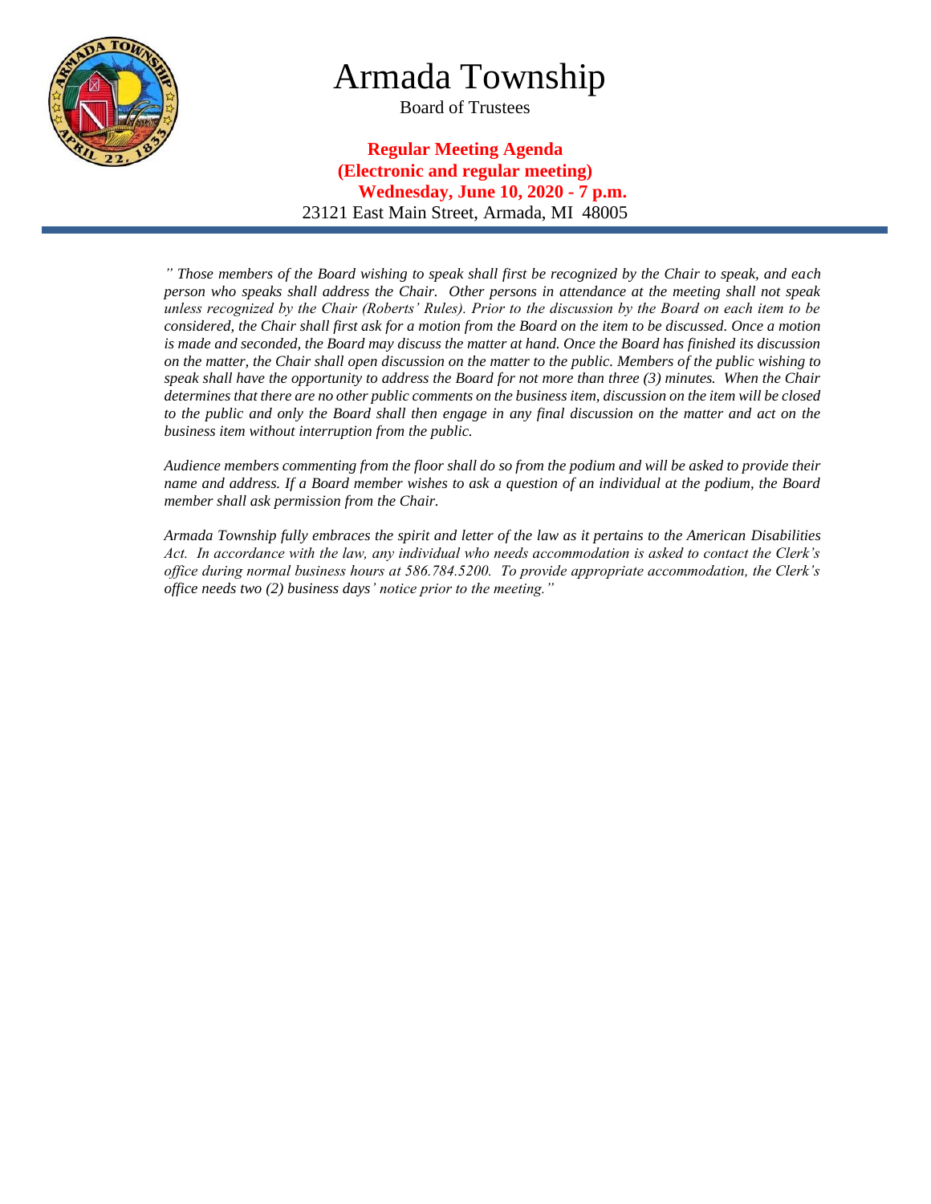# Armada Township

Board of Trustees

**Regular Meeting Agenda**
**(Electronic and regular meeting)**
**Wednesday, June 10, 2020 - 7 p.m.**
23121 East Main Street, Armada, MI 48005

*" Those members of the Board wishing to speak shall first be recognized by the Chair to speak, and each person who speaks shall address the Chair. Other persons in attendance at the meeting shall not speak unless recognized by the Chair (Roberts' Rules). Prior to the discussion by the Board on each item to be considered, the Chair shall first ask for a motion from the Board on the item to be discussed. Once a motion is made and seconded, the Board may discuss the matter at hand. Once the Board has finished its discussion on the matter, the Chair shall open discussion on the matter to the public. Members of the public wishing to speak shall have the opportunity to address the Board for not more than three (3) minutes. When the Chair determines that there are no other public comments on the business item, discussion on the item will be closed to the public and only the Board shall then engage in any final discussion on the matter and act on the business item without interruption from the public.*

*Audience members commenting from the floor shall do so from the podium and will be asked to provide their name and address. If a Board member wishes to ask a question of an individual at the podium, the Board member shall ask permission from the Chair.*

*Armada Township fully embraces the spirit and letter of the law as it pertains to the American Disabilities Act. In accordance with the law, any individual who needs accommodation is asked to contact the Clerk's office during normal business hours at 586.784.5200. To provide appropriate accommodation, the Clerk's office needs two (2) business days' notice prior to the meeting."*